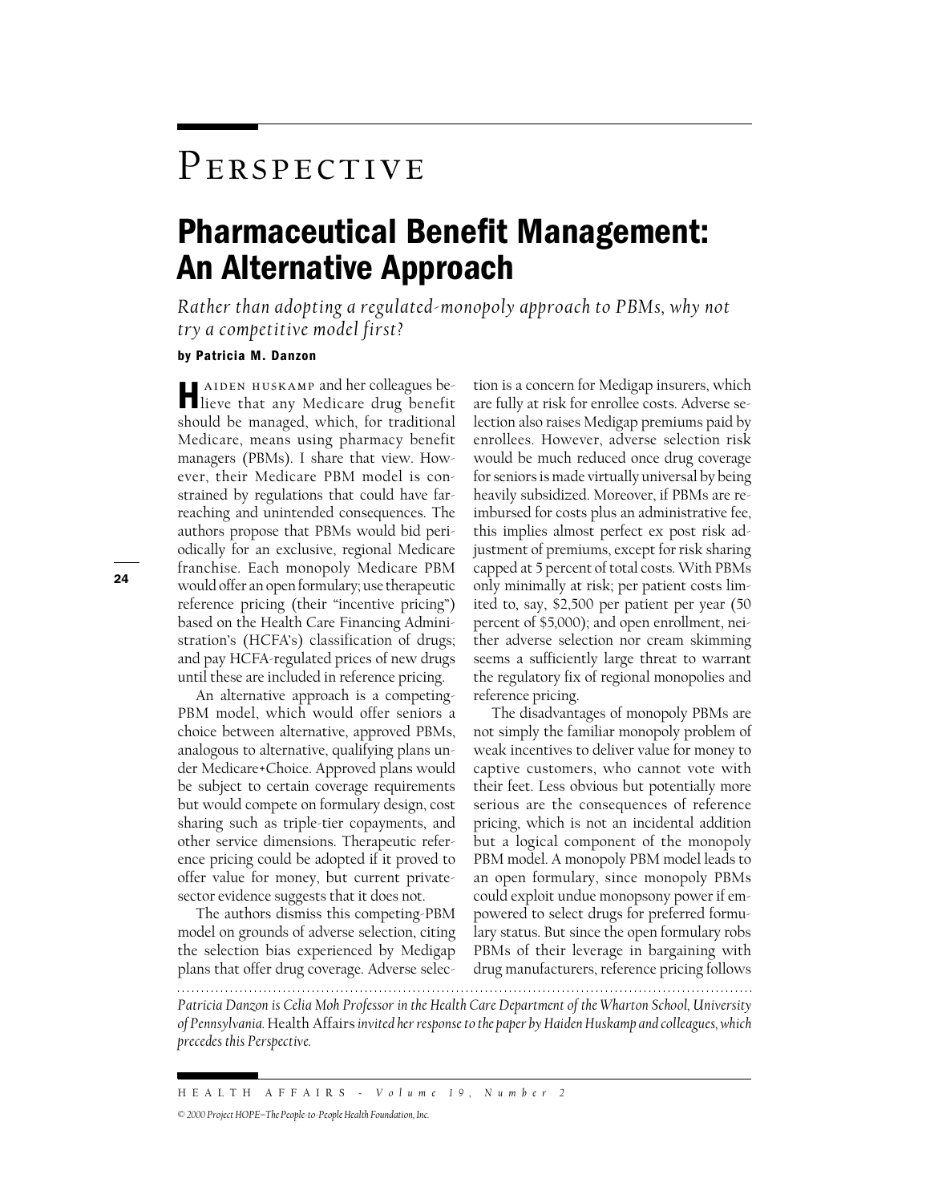# Perspective

## Pharmaceutical Benefit Management: An Alternative Approach

*Rather than adopting a regulated-monopoly approach to PBMs, why not try a competitive model first?*

**by Patricia M. Danzon**

Haiden Huskamp and her colleagues believe that any Medicare drug benefit should be managed, which, for traditional Medicare, means using pharmacy benefit managers (PBMs). I share that view. However, their Medicare PBM model is constrained by regulations that could have far-reaching and unintended consequences. The authors propose that PBMs would bid periodically for an exclusive, regional Medicare franchise. Each monopoly Medicare PBM would offer an open formulary; use therapeutic reference pricing (their "incentive pricing") based on the Health Care Financing Administration's (HCFA's) classification of drugs; and pay HCFA-regulated prices of new drugs until these are included in reference pricing.

An alternative approach is a competing-PBM model, which would offer seniors a choice between alternative, approved PBMs, analogous to alternative, qualifying plans under Medicare+Choice. Approved plans would be subject to certain coverage requirements but would compete on formulary design, cost sharing such as triple-tier copayments, and other service dimensions. Therapeutic reference pricing could be adopted if it proved to offer value for money, but current private-sector evidence suggests that it does not.

The authors dismiss this competing-PBM model on grounds of adverse selection, citing the selection bias experienced by Medigap plans that offer drug coverage. Adverse selection is a concern for Medigap insurers, which are fully at risk for enrollee costs. Adverse selection also raises Medigap premiums paid by enrollees. However, adverse selection risk would be much reduced once drug coverage for seniors is made virtually universal by being heavily subsidized. Moreover, if PBMs are reimbursed for costs plus an administrative fee, this implies almost perfect ex post risk adjustment of premiums, except for risk sharing capped at 5 percent of total costs. With PBMs only minimally at risk; per patient costs limited to, say, $2,500 per patient per year (50 percent of $5,000); and open enrollment, neither adverse selection nor cream skimming seems a sufficiently large threat to warrant the regulatory fix of regional monopolies and reference pricing.

The disadvantages of monopoly PBMs are not simply the familiar monopoly problem of weak incentives to deliver value for money to captive customers, who cannot vote with their feet. Less obvious but potentially more serious are the consequences of reference pricing, which is not an incidental addition but a logical component of the monopoly PBM model. A monopoly PBM model leads to an open formulary, since monopoly PBMs could exploit undue monopsony power if empowered to select drugs for preferred formulary status. But since the open formulary robs PBMs of their leverage in bargaining with drug manufacturers, reference pricing follows

---

*Patricia Danzon is Celia Moh Professor in the Health Care Department of the Wharton School, University of Pennsylvania.* Health Affairs *invited her response to the paper by Haiden Huskamp and colleagues, which precedes this Perspective.*

*© 2000 Project HOPE–The People-to-People Health Foundation, Inc.*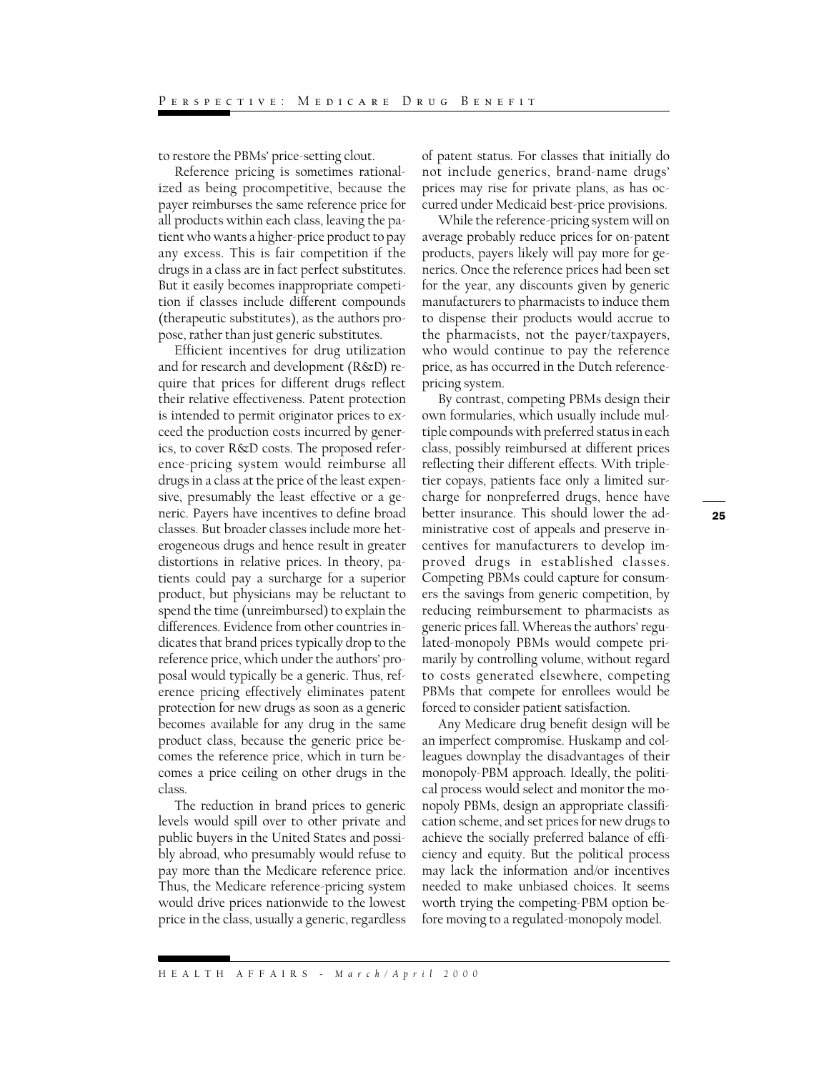to restore the PBMs' price-setting clout.

Reference pricing is sometimes rationalized as being procompetitive, because the payer reimburses the same reference price for all products within each class, leaving the patient who wants a higher-price product to pay any excess. This is fair competition if the drugs in a class are in fact perfect substitutes. But it easily becomes inappropriate competition if classes include different compounds (therapeutic substitutes), as the authors propose, rather than just generic substitutes.

Efficient incentives for drug utilization and for research and development (R&D) require that prices for different drugs reflect their relative effectiveness. Patent protection is intended to permit originator prices to exceed the production costs incurred by generics, to cover R&D costs. The proposed reference-pricing system would reimburse all drugs in a class at the price of the least expensive, presumably the least effective or a generic. Payers have incentives to define broad classes. But broader classes include more heterogeneous drugs and hence result in greater distortions in relative prices. In theory, patients could pay a surcharge for a superior product, but physicians may be reluctant to spend the time (unreimbursed) to explain the differences. Evidence from other countries indicates that brand prices typically drop to the reference price, which under the authors' proposal would typically be a generic. Thus, reference pricing effectively eliminates patent protection for new drugs as soon as a generic becomes available for any drug in the same product class, because the generic price becomes the reference price, which in turn becomes a price ceiling on other drugs in the class.

The reduction in brand prices to generic levels would spill over to other private and public buyers in the United States and possibly abroad, who presumably would refuse to pay more than the Medicare reference price. Thus, the Medicare reference-pricing system would drive prices nationwide to the lowest price in the class, usually a generic, regardless of patent status. For classes that initially do not include generics, brand-name drugs' prices may rise for private plans, as has occurred under Medicaid best-price provisions.

While the reference-pricing system will on average probably reduce prices for on-patent products, payers likely will pay more for generics. Once the reference prices had been set for the year, any discounts given by generic manufacturers to pharmacists to induce them to dispense their products would accrue to the pharmacists, not the payer/taxpayers, who would continue to pay the reference price, as has occurred in the Dutch reference-pricing system.

By contrast, competing PBMs design their own formularies, which usually include multiple compounds with preferred status in each class, possibly reimbursed at different prices reflecting their different effects. With triple-tier copays, patients face only a limited surcharge for nonpreferred drugs, hence have better insurance. This should lower the administrative cost of appeals and preserve incentives for manufacturers to develop improved drugs in established classes. Competing PBMs could capture for consumers the savings from generic competition, by reducing reimbursement to pharmacists as generic prices fall. Whereas the authors' regulated-monopoly PBMs would compete primarily by controlling volume, without regard to costs generated elsewhere, competing PBMs that compete for enrollees would be forced to consider patient satisfaction.

Any Medicare drug benefit design will be an imperfect compromise. Huskamp and colleagues downplay the disadvantages of their monopoly-PBM approach. Ideally, the political process would select and monitor the monopoly PBMs, design an appropriate classification scheme, and set prices for new drugs to achieve the socially preferred balance of efficiency and equity. But the political process may lack the information and/or incentives needed to make unbiased choices. It seems worth trying the competing-PBM option before moving to a regulated-monopoly model.